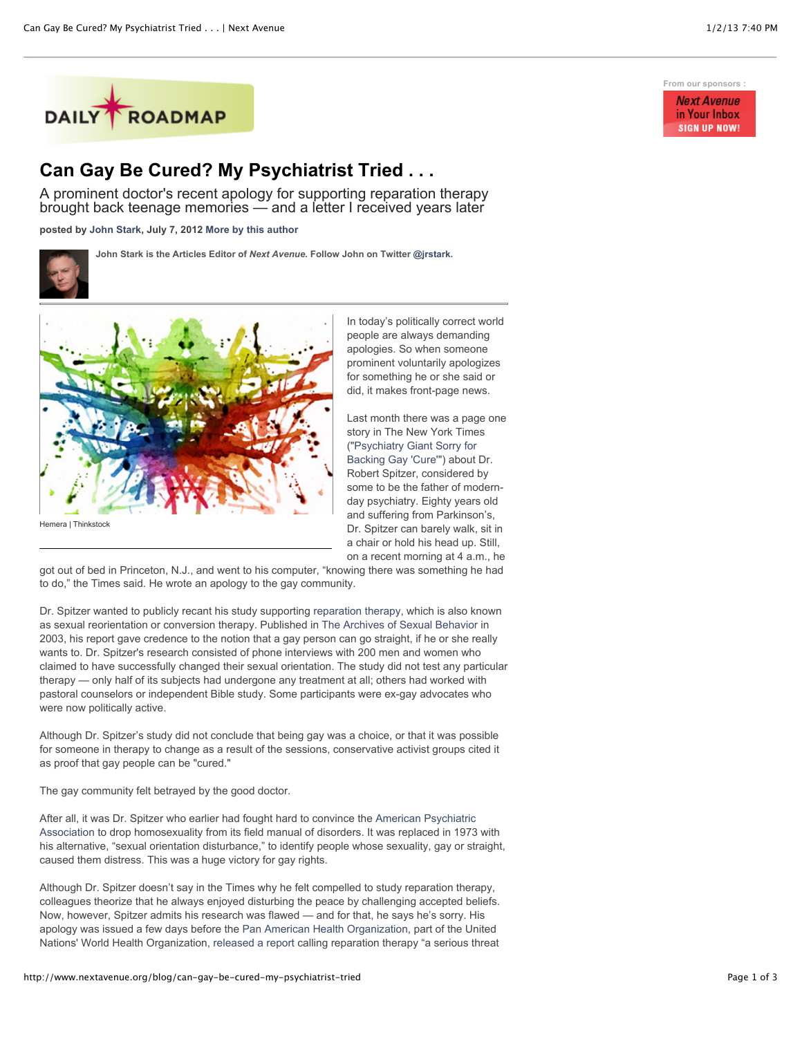# Can Gay Be Cured? My Psychiatrist Tried . . .

A prominent doctor's recent apology for supporting reparation therapy brought back teenage memories — and a letter I received years later

**posted by John Stark, July 7, 2012 More by this author**

**John Stark is the Articles Editor of *Next Avenue*. Follow John on Twitter @jrstark.**

Hemera | Thinkstock

In today's politically correct world people are always demanding apologies. So when someone prominent voluntarily apologizes for something he or she said or did, it makes front-page news.

Last month there was a page one story in The New York Times ("Psychiatry Giant Sorry for Backing Gay 'Cure'") about Dr. Robert Spitzer, considered by some to be the father of modern-day psychiatry. Eighty years old and suffering from Parkinson's, Dr. Spitzer can barely walk, sit in a chair or hold his head up. Still, on a recent morning at 4 a.m., he got out of bed in Princeton, N.J., and went to his computer, "knowing there was something he had to do," the Times said. He wrote an apology to the gay community.

Dr. Spitzer wanted to publicly recant his study supporting reparation therapy, which is also known as sexual reorientation or conversion therapy. Published in The Archives of Sexual Behavior in 2003, his report gave credence to the notion that a gay person can go straight, if he or she really wants to. Dr. Spitzer's research consisted of phone interviews with 200 men and women who claimed to have successfully changed their sexual orientation. The study did not test any particular therapy — only half of its subjects had undergone any treatment at all; others had worked with pastoral counselors or independent Bible study. Some participants were ex-gay advocates who were now politically active.

Although Dr. Spitzer's study did not conclude that being gay was a choice, or that it was possible for someone in therapy to change as a result of the sessions, conservative activist groups cited it as proof that gay people can be "cured."

The gay community felt betrayed by the good doctor.

After all, it was Dr. Spitzer who earlier had fought hard to convince the American Psychiatric Association to drop homosexuality from its field manual of disorders. It was replaced in 1973 with his alternative, "sexual orientation disturbance," to identify people whose sexuality, gay or straight, caused them distress. This was a huge victory for gay rights.

Although Dr. Spitzer doesn't say in the Times why he felt compelled to study reparation therapy, colleagues theorize that he always enjoyed disturbing the peace by challenging accepted beliefs. Now, however, Spitzer admits his research was flawed — and for that, he says he's sorry. His apology was issued a few days before the Pan American Health Organization, part of the United Nations' World Health Organization, released a report calling reparation therapy "a serious threat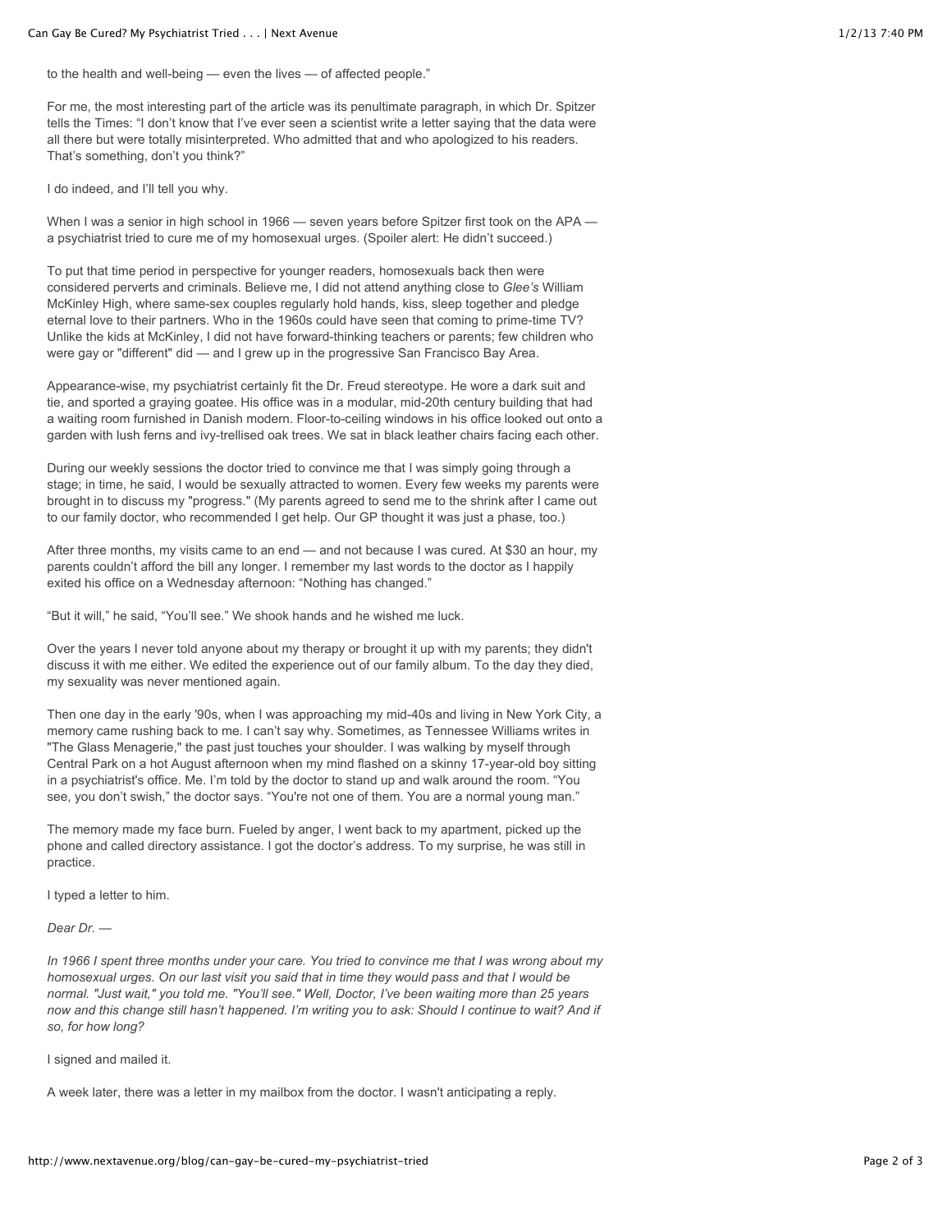to the health and well-being — even the lives — of affected people."

For me, the most interesting part of the article was its penultimate paragraph, in which Dr. Spitzer tells the Times: "I don't know that I've ever seen a scientist write a letter saying that the data were all there but were totally misinterpreted. Who admitted that and who apologized to his readers. That's something, don't you think?"

I do indeed, and I'll tell you why.

When I was a senior in high school in 1966 — seven years before Spitzer first took on the APA — a psychiatrist tried to cure me of my homosexual urges. (Spoiler alert: He didn't succeed.)

To put that time period in perspective for younger readers, homosexuals back then were considered perverts and criminals. Believe me, I did not attend anything close to *Glee's* William McKinley High, where same-sex couples regularly hold hands, kiss, sleep together and pledge eternal love to their partners. Who in the 1960s could have seen that coming to prime-time TV? Unlike the kids at McKinley, I did not have forward-thinking teachers or parents; few children who were gay or "different" did — and I grew up in the progressive San Francisco Bay Area.

Appearance-wise, my psychiatrist certainly fit the Dr. Freud stereotype. He wore a dark suit and tie, and sported a graying goatee. His office was in a modular, mid-20th century building that had a waiting room furnished in Danish modern. Floor-to-ceiling windows in his office looked out onto a garden with lush ferns and ivy-trellised oak trees. We sat in black leather chairs facing each other.

During our weekly sessions the doctor tried to convince me that I was simply going through a stage; in time, he said, I would be sexually attracted to women. Every few weeks my parents were brought in to discuss my "progress." (My parents agreed to send me to the shrink after I came out to our family doctor, who recommended I get help. Our GP thought it was just a phase, too.)

After three months, my visits came to an end — and not because I was cured. At $30 an hour, my parents couldn't afford the bill any longer. I remember my last words to the doctor as I happily exited his office on a Wednesday afternoon: "Nothing has changed."

"But it will," he said, "You'll see." We shook hands and he wished me luck.

Over the years I never told anyone about my therapy or brought it up with my parents; they didn't discuss it with me either. We edited the experience out of our family album. To the day they died, my sexuality was never mentioned again.

Then one day in the early '90s, when I was approaching my mid-40s and living in New York City, a memory came rushing back to me. I can't say why. Sometimes, as Tennessee Williams writes in "The Glass Menagerie," the past just touches your shoulder. I was walking by myself through Central Park on a hot August afternoon when my mind flashed on a skinny 17-year-old boy sitting in a psychiatrist's office. Me. I'm told by the doctor to stand up and walk around the room. "You see, you don't swish," the doctor says. "You're not one of them. You are a normal young man."

The memory made my face burn. Fueled by anger, I went back to my apartment, picked up the phone and called directory assistance. I got the doctor's address. To my surprise, he was still in practice.

I typed a letter to him.

*Dear Dr. —*

*In 1966 I spent three months under your care. You tried to convince me that I was wrong about my homosexual urges. On our last visit you said that in time they would pass and that I would be normal. "Just wait," you told me. "You'll see." Well, Doctor, I've been waiting more than 25 years now and this change still hasn't happened. I'm writing you to ask: Should I continue to wait? And if so, for how long?*

I signed and mailed it.

A week later, there was a letter in my mailbox from the doctor. I wasn't anticipating a reply.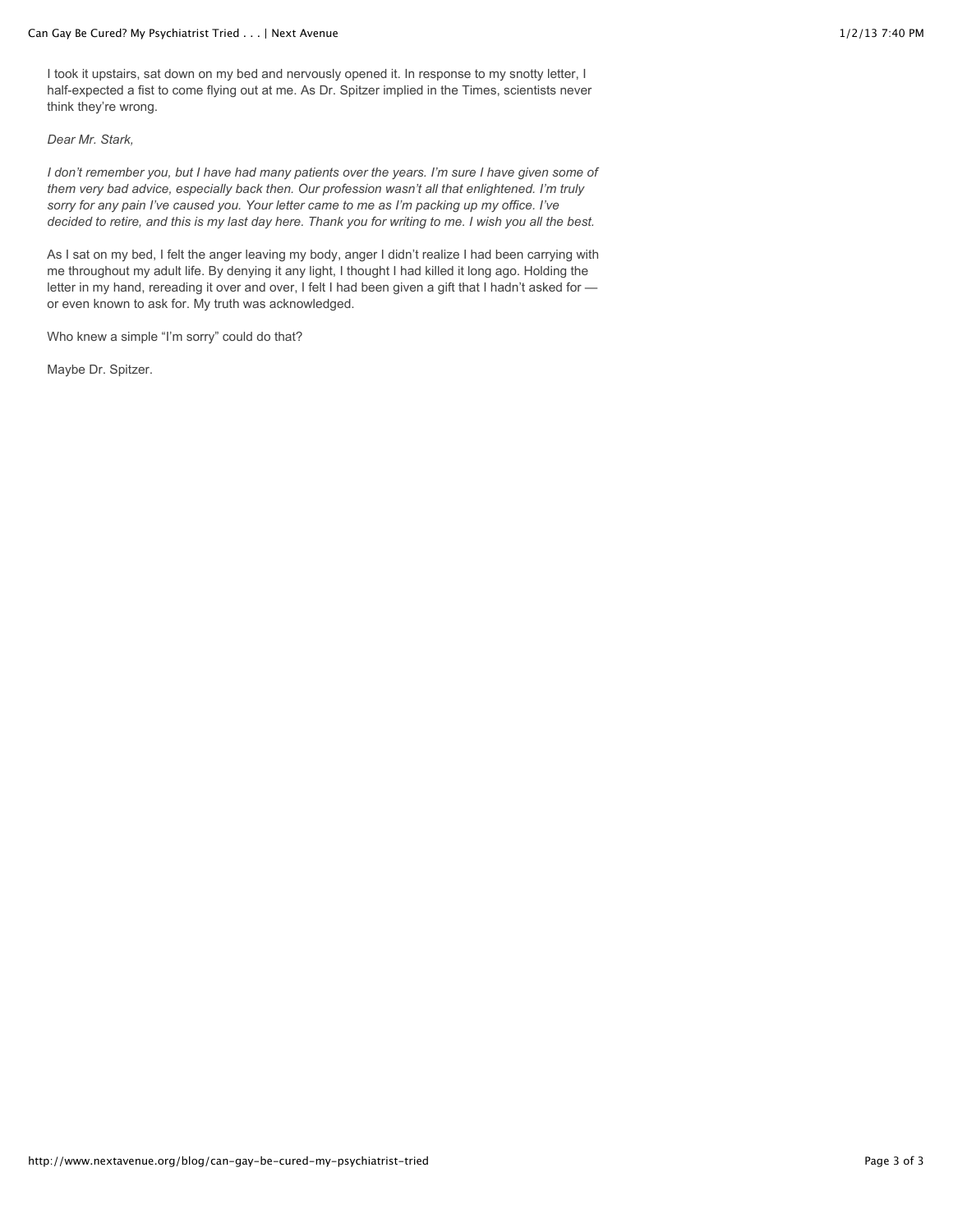I took it upstairs, sat down on my bed and nervously opened it. In response to my snotty letter, I half-expected a fist to come flying out at me. As Dr. Spitzer implied in the Times, scientists never think they're wrong.

*Dear Mr. Stark,*

*I don't remember you, but I have had many patients over the years. I'm sure I have given some of them very bad advice, especially back then. Our profession wasn't all that enlightened. I'm truly sorry for any pain I've caused you. Your letter came to me as I'm packing up my office. I've decided to retire, and this is my last day here. Thank you for writing to me. I wish you all the best.*

As I sat on my bed, I felt the anger leaving my body, anger I didn't realize I had been carrying with me throughout my adult life. By denying it any light, I thought I had killed it long ago. Holding the letter in my hand, rereading it over and over, I felt I had been given a gift that I hadn't asked for — or even known to ask for. My truth was acknowledged.

Who knew a simple "I'm sorry" could do that?

Maybe Dr. Spitzer.